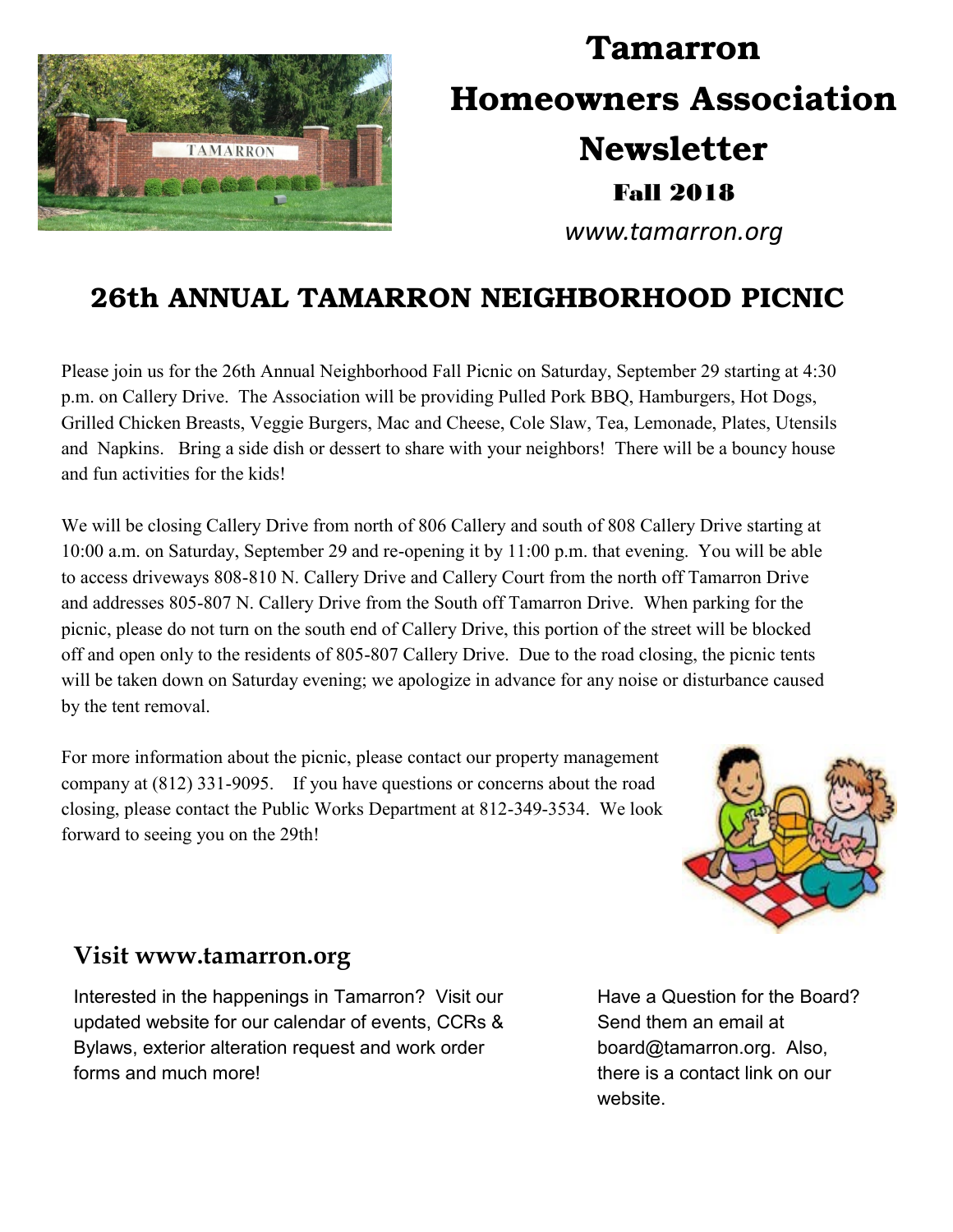# Tamarron Homeowners Association Newsletter

### Fall 2018

*www.tamarron.org*

## 26th ANNUAL TAMARRON NEIGHBORHOOD PICNIC

Please join us for the 26th Annual Neighborhood Fall Picnic on Saturday, September 29 starting at 4:30 p.m. on Callery Drive. The Association will be providing Pulled Pork BBQ, Hamburgers, Hot Dogs, Grilled Chicken Breasts, Veggie Burgers, Mac and Cheese, Cole Slaw, Tea, Lemonade, Plates, Utensils and Napkins. Bring a side dish or dessert to share with your neighbors! There will be a bouncy house and fun activities for the kids!

We will be closing Callery Drive from north of 806 Callery and south of 808 Callery Drive starting at 10:00 a.m. on Saturday, September 29 and re-opening it by 11:00 p.m. that evening. You will be able to access driveways 808-810 N. Callery Drive and Callery Court from the north off Tamarron Drive and addresses 805-807 N. Callery Drive from the South off Tamarron Drive. When parking for the picnic, please do not turn on the south end of Callery Drive, this portion of the street will be blocked off and open only to the residents of 805-807 Callery Drive. Due to the road closing, the picnic tents will be taken down on Saturday evening; we apologize in advance for any noise or disturbance caused by the tent removal.

For more information about the picnic, please contact our property management company at (812) 331-9095. If you have questions or concerns about the road closing, please contact the Public Works Department at 812-349-3534. We look forward to seeing you on the 29th!

## Visit www.tamarron.org

Interested in the happenings in Tamarron? Visit our updated website for our calendar of events, CCRs & Bylaws, exterior alteration request and work order forms and much more!

Have a Question for the Board? Send them an email at board@tamarron.org. Also, there is a contact link on our website.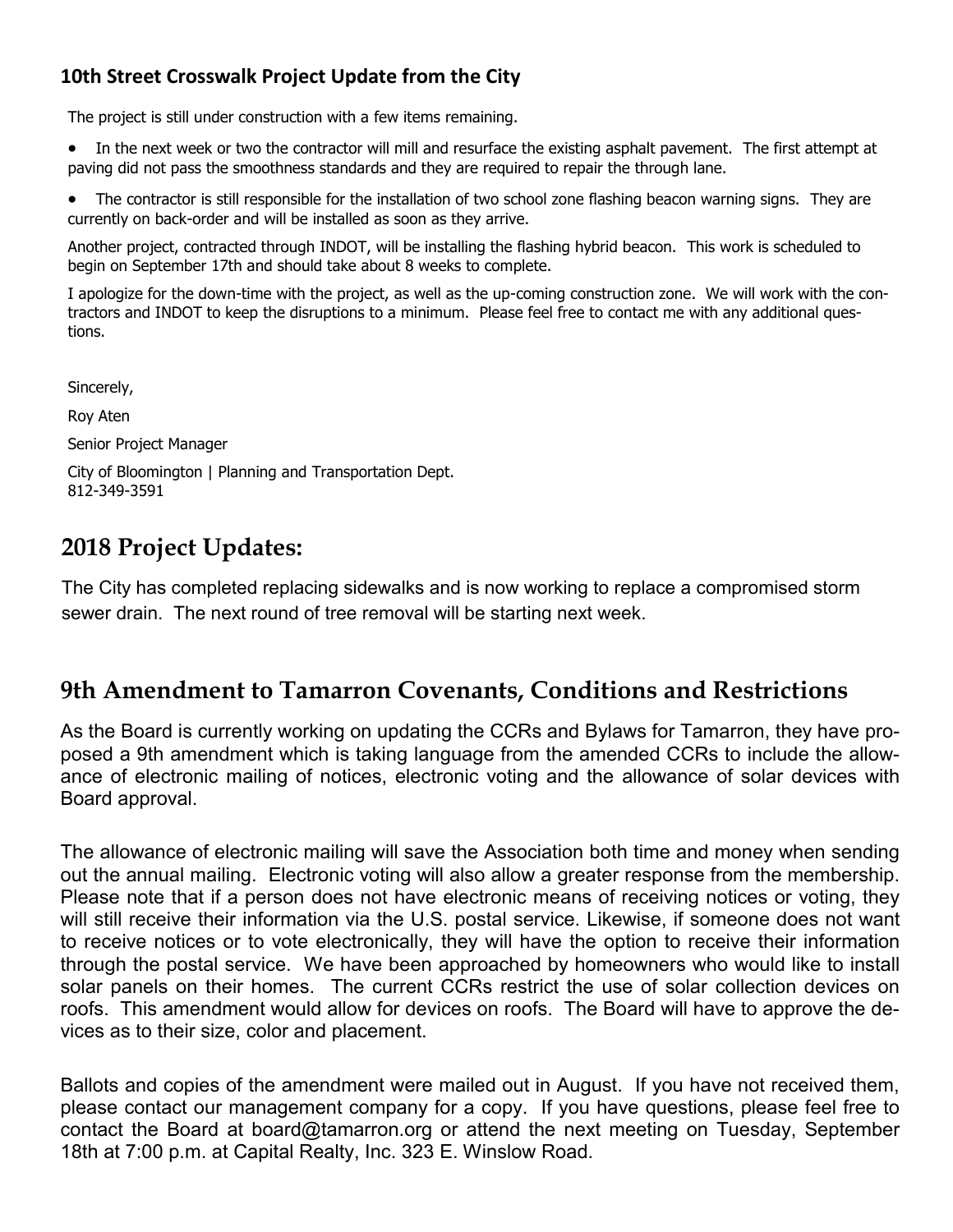### 10th Street Crosswalk Project Update from the City

The project is still under construction with a few items remaining.

- In the next week or two the contractor will mill and resurface the existing asphalt pavement. The first attempt at paving did not pass the smoothness standards and they are required to repair the through lane.
- The contractor is still responsible for the installation of two school zone flashing beacon warning signs. They are currently on back-order and will be installed as soon as they arrive.

Another project, contracted through INDOT, will be installing the flashing hybrid beacon. This work is scheduled to begin on September 17th and should take about 8 weeks to complete.

I apologize for the down-time with the project, as well as the up-coming construction zone. We will work with the contractors and INDOT to keep the disruptions to a minimum. Please feel free to contact me with any additional questions.

Sincerely,

Roy Aten

Senior Project Manager

City of Bloomington | Planning and Transportation Dept.
812-349-3591

## 2018 Project Updates:

The City has completed replacing sidewalks and is now working to replace a compromised storm sewer drain. The next round of tree removal will be starting next week.

## 9th Amendment to Tamarron Covenants, Conditions and Restrictions

As the Board is currently working on updating the CCRs and Bylaws for Tamarron, they have proposed a 9th amendment which is taking language from the amended CCRs to include the allowance of electronic mailing of notices, electronic voting and the allowance of solar devices with Board approval.

The allowance of electronic mailing will save the Association both time and money when sending out the annual mailing. Electronic voting will also allow a greater response from the membership. Please note that if a person does not have electronic means of receiving notices or voting, they will still receive their information via the U.S. postal service. Likewise, if someone does not want to receive notices or to vote electronically, they will have the option to receive their information through the postal service. We have been approached by homeowners who would like to install solar panels on their homes. The current CCRs restrict the use of solar collection devices on roofs. This amendment would allow for devices on roofs. The Board will have to approve the devices as to their size, color and placement.

Ballots and copies of the amendment were mailed out in August. If you have not received them, please contact our management company for a copy. If you have questions, please feel free to contact the Board at board@tamarron.org or attend the next meeting on Tuesday, September 18th at 7:00 p.m. at Capital Realty, Inc. 323 E. Winslow Road.